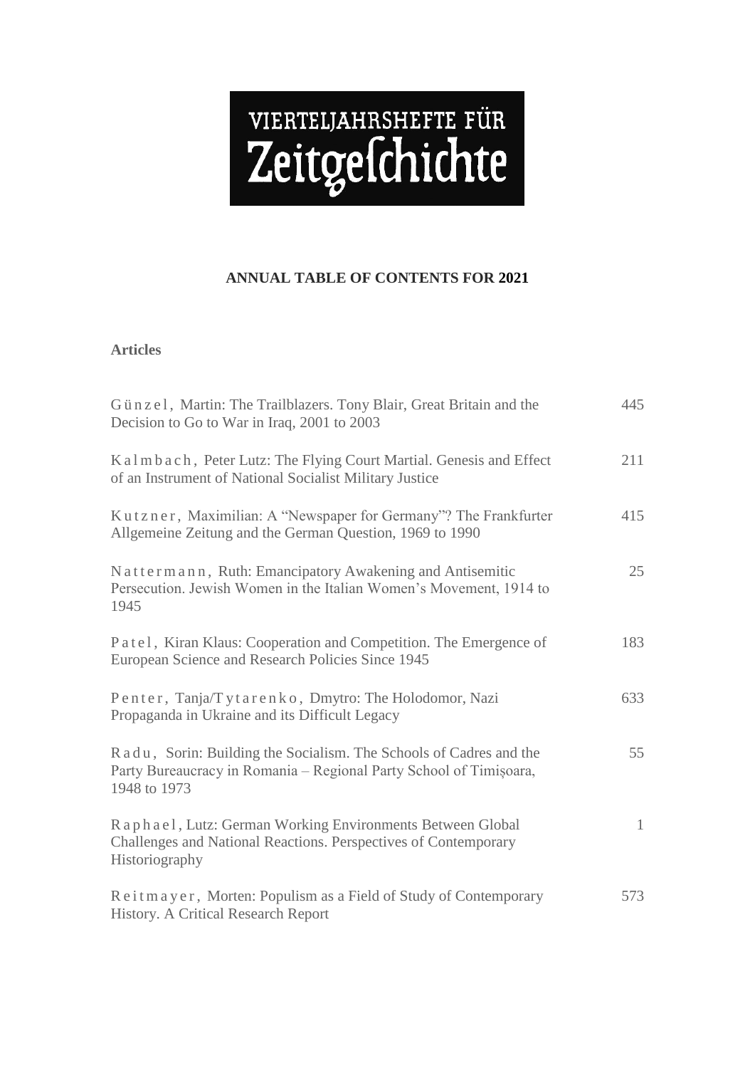VIERTELJAHRSHEFTE FÜR
Zeitgeschichte

## ANNUAL TABLE OF CONTENTS FOR 2021

### Articles

| | |
|---|---|
| Günzel, Martin: The Trailblazers. Tony Blair, Great Britain and the Decision to Go to War in Iraq, 2001 to 2003 | 445 |
| Kalmbach, Peter Lutz: The Flying Court Martial. Genesis and Effect of an Instrument of National Socialist Military Justice | 211 |
| Kutzner, Maximilian: A "Newspaper for Germany"? The Frankfurter Allgemeine Zeitung and the German Question, 1969 to 1990 | 415 |
| Nattermann, Ruth: Emancipatory Awakening and Antisemitic Persecution. Jewish Women in the Italian Women's Movement, 1914 to 1945 | 25 |
| Patel, Kiran Klaus: Cooperation and Competition. The Emergence of European Science and Research Policies Since 1945 | 183 |
| Penter, Tanja/Tytarenko, Dmytro: The Holodomor, Nazi Propaganda in Ukraine and its Difficult Legacy | 633 |
| Radu, Sorin: Building the Socialism. The Schools of Cadres and the Party Bureaucracy in Romania – Regional Party School of Timișoara, 1948 to 1973 | 55 |
| Raphael, Lutz: German Working Environments Between Global Challenges and National Reactions. Perspectives of Contemporary Historiography | 1 |
| Reitmayer, Morten: Populism as a Field of Study of Contemporary History. A Critical Research Report | 573 |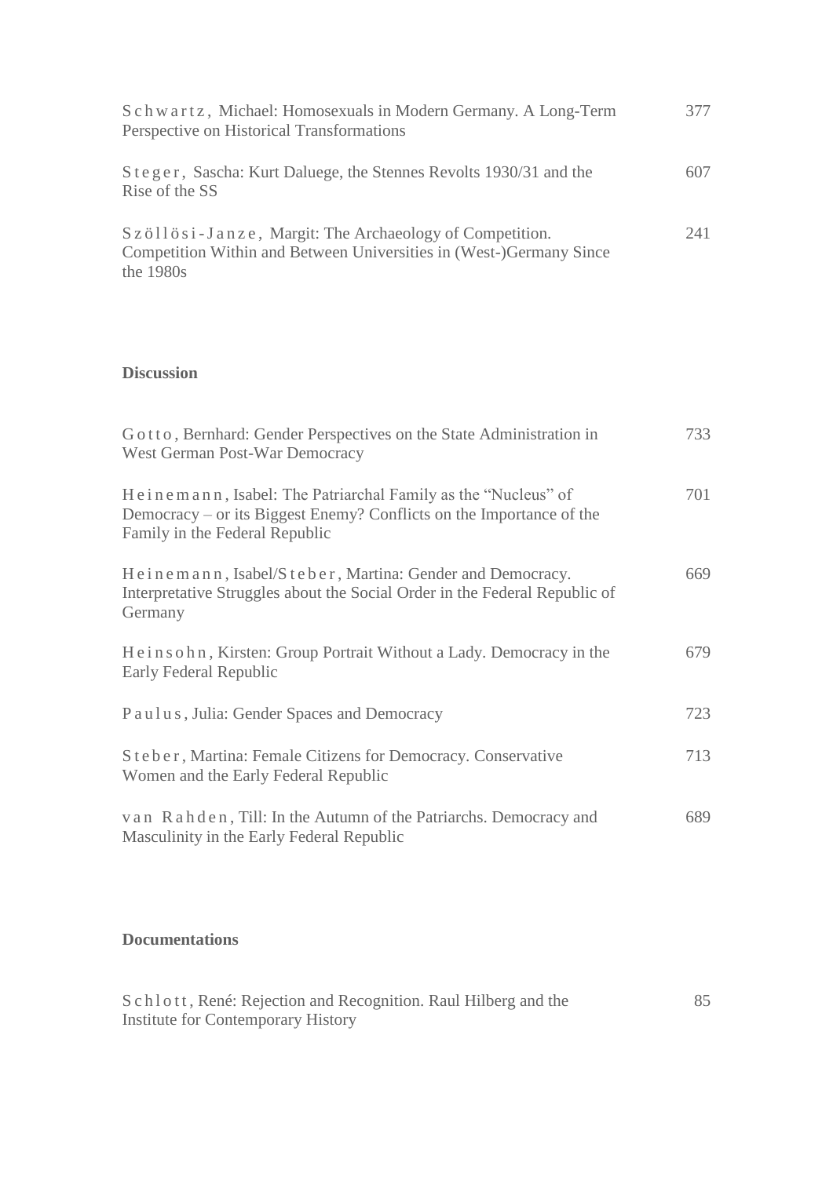Schwartz, Michael: Homosexuals in Modern Germany. A Long-Term Perspective on Historical Transformations 377

Steger, Sascha: Kurt Daluege, the Stennes Revolts 1930/31 and the Rise of the SS 607

Szöllösi-Janze, Margit: The Archaeology of Competition. Competition Within and Between Universities in (West-)Germany Since the 1980s 241

**Discussion**

Gotto, Bernhard: Gender Perspectives on the State Administration in West German Post-War Democracy 733

Heinemann, Isabel: The Patriarchal Family as the “Nucleus” of Democracy – or its Biggest Enemy? Conflicts on the Importance of the Family in the Federal Republic 701

Heinemann, Isabel/Steber, Martina: Gender and Democracy. Interpretative Struggles about the Social Order in the Federal Republic of Germany 669

Heinsohn, Kirsten: Group Portrait Without a Lady. Democracy in the Early Federal Republic 679

Paulus, Julia: Gender Spaces and Democracy 723

Steber, Martina: Female Citizens for Democracy. Conservative Women and the Early Federal Republic 713

van Rahden, Till: In the Autumn of the Patriarchs. Democracy and Masculinity in the Early Federal Republic 689

**Documentations**

Schlott, René: Rejection and Recognition. Raul Hilberg and the Institute for Contemporary History 85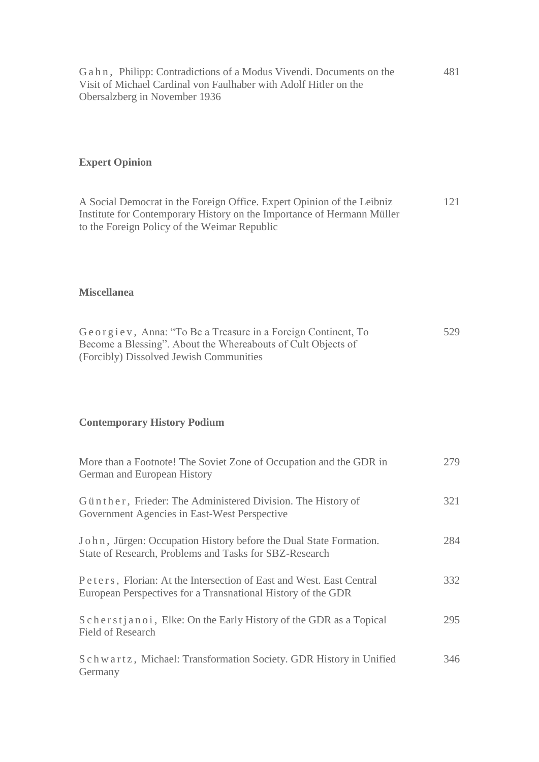Gahn, Philipp: Contradictions of a Modus Vivendi. Documents on the Visit of Michael Cardinal von Faulhaber with Adolf Hitler on the Obersalzberg in November 1936 — 481

## Expert Opinion

A Social Democrat in the Foreign Office. Expert Opinion of the Leibniz Institute for Contemporary History on the Importance of Hermann Müller to the Foreign Policy of the Weimar Republic — 121

## Miscellanea

Georgiev, Anna: "To Be a Treasure in a Foreign Continent, To Become a Blessing". About the Whereabouts of Cult Objects of (Forcibly) Dissolved Jewish Communities — 529

## Contemporary History Podium

More than a Footnote! The Soviet Zone of Occupation and the GDR in German and European History — 279

Günther, Frieder: The Administered Division. The History of Government Agencies in East-West Perspective — 321

John, Jürgen: Occupation History before the Dual State Formation. State of Research, Problems and Tasks for SBZ-Research — 284

Peters, Florian: At the Intersection of East and West. East Central European Perspectives for a Transnational History of the GDR — 332

Scherstjanoi, Elke: On the Early History of the GDR as a Topical Field of Research — 295

Schwartz, Michael: Transformation Society. GDR History in Unified Germany — 346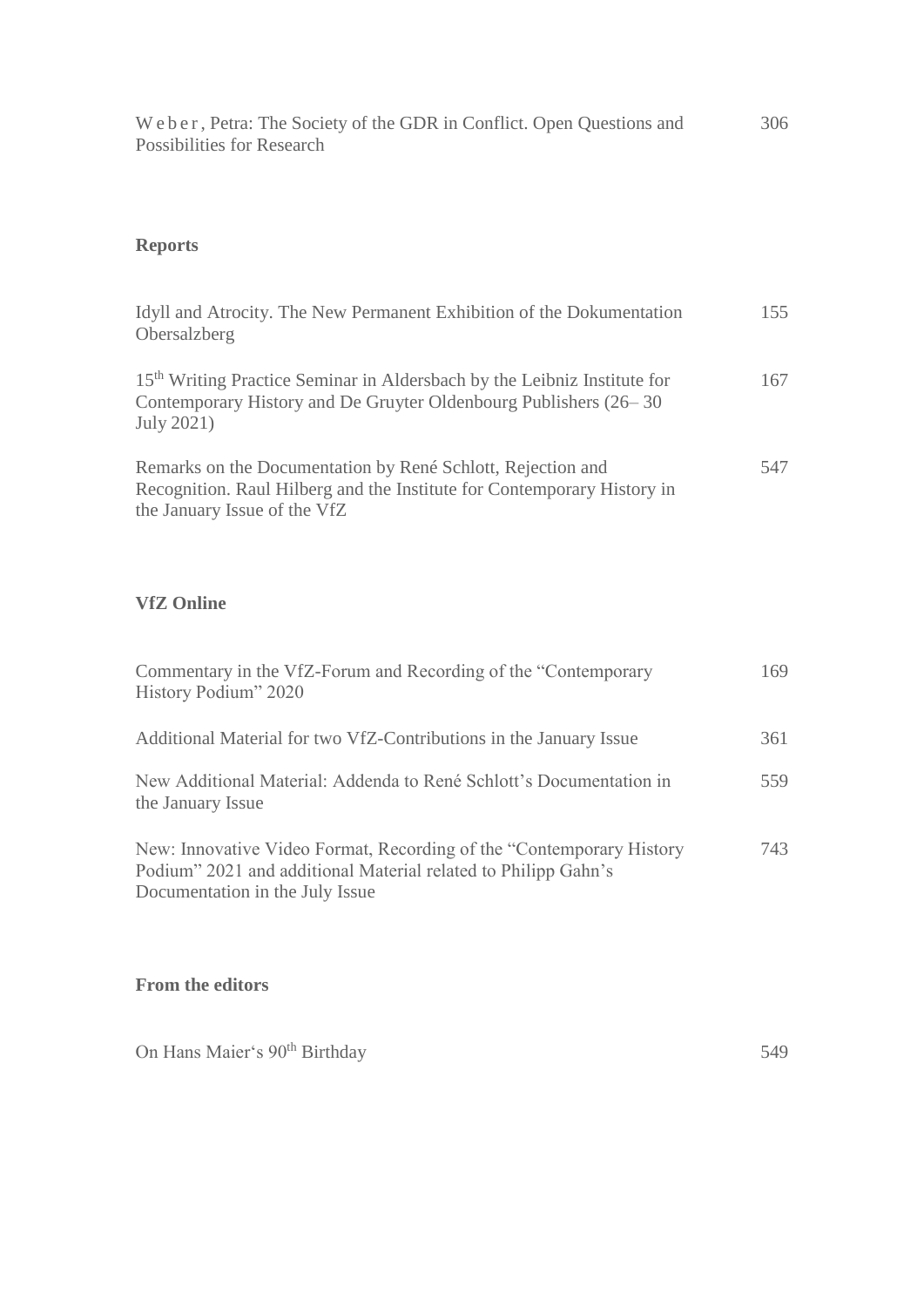W e b e r , Petra: The Society of the GDR in Conflict. Open Questions and Possibilities for Research 306

## Reports

Idyll and Atrocity. The New Permanent Exhibition of the Dokumentation Obersalzberg 155

15th Writing Practice Seminar in Aldersbach by the Leibniz Institute for Contemporary History and De Gruyter Oldenbourg Publishers (26– 30 July 2021) 167

Remarks on the Documentation by René Schlott, Rejection and Recognition. Raul Hilberg and the Institute for Contemporary History in the January Issue of the VfZ 547

## VfZ Online

Commentary in the VfZ-Forum and Recording of the "Contemporary History Podium" 2020 169

Additional Material for two VfZ-Contributions in the January Issue 361

New Additional Material: Addenda to René Schlott's Documentation in the January Issue 559

New: Innovative Video Format, Recording of the "Contemporary History Podium" 2021 and additional Material related to Philipp Gahn's Documentation in the July Issue 743

## From the editors

On Hans Maier's 90th Birthday 549